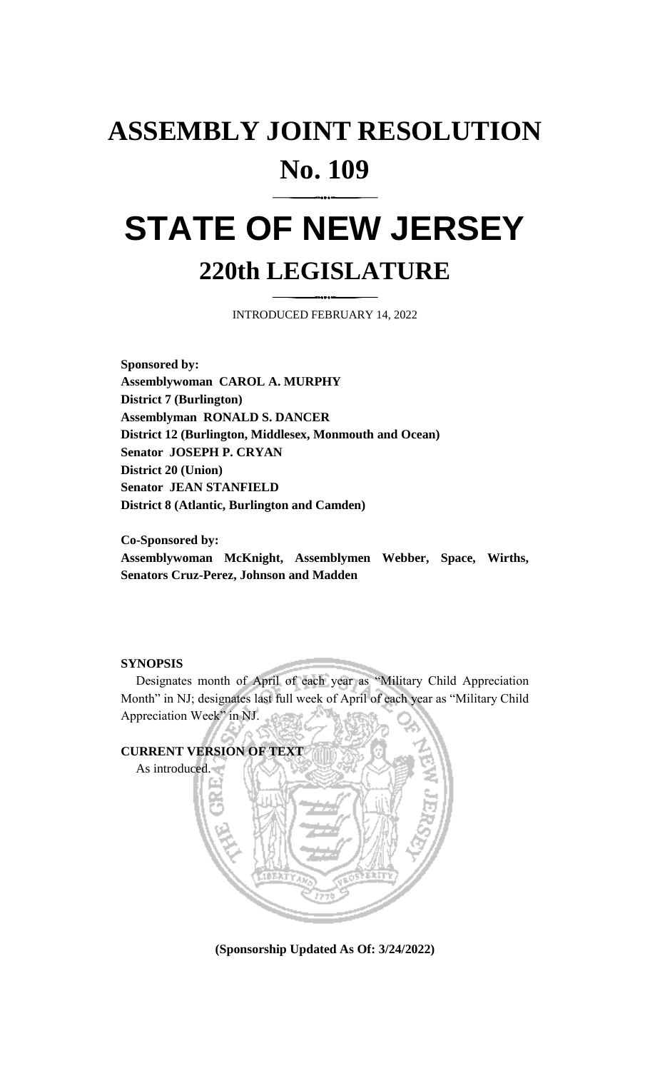# ASSEMBLY JOINT RESOLUTION No. 109

# STATE OF NEW JERSEY

## 220th LEGISLATURE

INTRODUCED FEBRUARY 14, 2022

**Sponsored by:**
**Assemblywoman CAROL A. MURPHY**
**District 7 (Burlington)**
**Assemblyman RONALD S. DANCER**
**District 12 (Burlington, Middlesex, Monmouth and Ocean)**
**Senator JOSEPH P. CRYAN**
**District 20 (Union)**
**Senator JEAN STANFIELD**
**District 8 (Atlantic, Burlington and Camden)**

**Co-Sponsored by:**
**Assemblywoman McKnight, Assemblymen Webber, Space, Wirths, Senators Cruz-Perez, Johnson and Madden**

**SYNOPSIS**

Designates month of April of each year as "Military Child Appreciation Month" in NJ; designates last full week of April of each year as "Military Child Appreciation Week" in NJ.

**CURRENT VERSION OF TEXT**

As introduced.

**(Sponsorship Updated As Of: 3/24/2022)**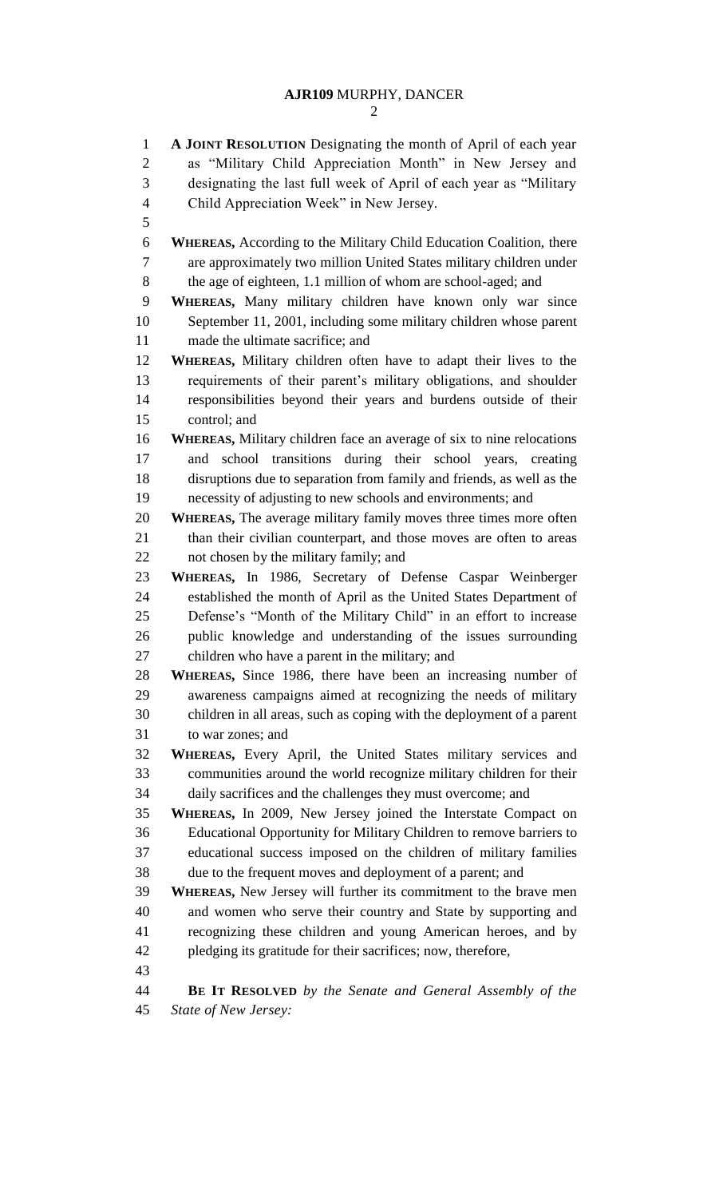**A JOINT RESOLUTION** Designating the month of April of each year as "Military Child Appreciation Month" in New Jersey and designating the last full week of April of each year as "Military Child Appreciation Week" in New Jersey.

**WHEREAS,** According to the Military Child Education Coalition, there are approximately two million United States military children under the age of eighteen, 1.1 million of whom are school-aged; and

**WHEREAS,** Many military children have known only war since September 11, 2001, including some military children whose parent made the ultimate sacrifice; and

**WHEREAS,** Military children often have to adapt their lives to the requirements of their parent's military obligations, and shoulder responsibilities beyond their years and burdens outside of their control; and

**WHEREAS,** Military children face an average of six to nine relocations and school transitions during their school years, creating disruptions due to separation from family and friends, as well as the necessity of adjusting to new schools and environments; and

**WHEREAS,** The average military family moves three times more often than their civilian counterpart, and those moves are often to areas not chosen by the military family; and

**WHEREAS,** In 1986, Secretary of Defense Caspar Weinberger established the month of April as the United States Department of Defense's "Month of the Military Child" in an effort to increase public knowledge and understanding of the issues surrounding children who have a parent in the military; and

**WHEREAS,** Since 1986, there have been an increasing number of awareness campaigns aimed at recognizing the needs of military children in all areas, such as coping with the deployment of a parent to war zones; and

**WHEREAS,** Every April, the United States military services and communities around the world recognize military children for their daily sacrifices and the challenges they must overcome; and

**WHEREAS,** In 2009, New Jersey joined the Interstate Compact on Educational Opportunity for Military Children to remove barriers to educational success imposed on the children of military families due to the frequent moves and deployment of a parent; and

**WHEREAS,** New Jersey will further its commitment to the brave men and women who serve their country and State by supporting and recognizing these children and young American heroes, and by pledging its gratitude for their sacrifices; now, therefore,

**BE IT RESOLVED** *by the Senate and General Assembly of the State of New Jersey:*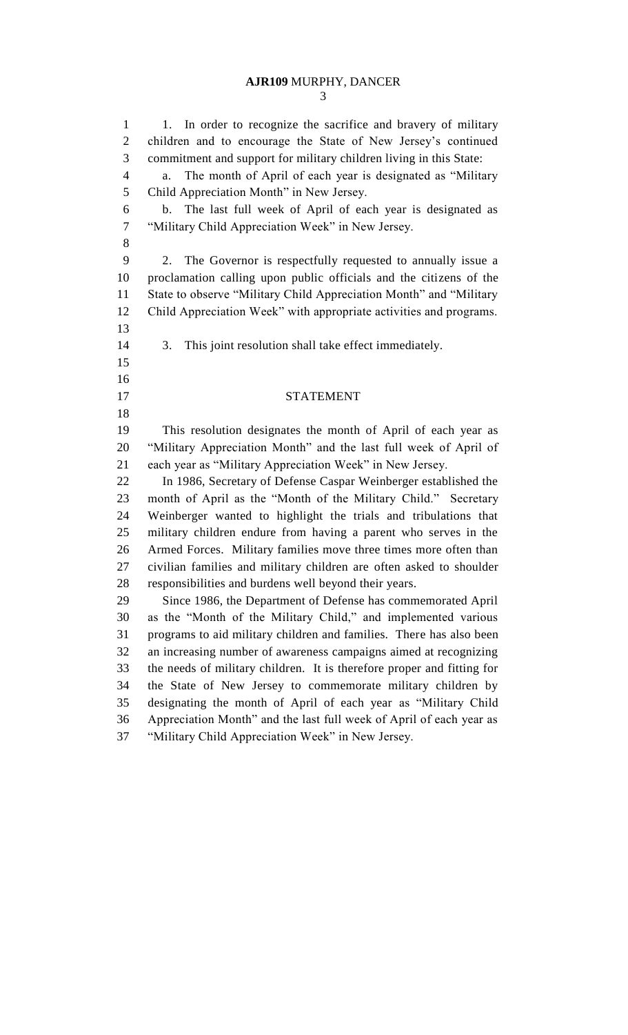1. In order to recognize the sacrifice and bravery of military children and to encourage the State of New Jersey's continued commitment and support for military children living in this State:

a. The month of April of each year is designated as "Military Child Appreciation Month" in New Jersey.

b. The last full week of April of each year is designated as "Military Child Appreciation Week" in New Jersey.

2. The Governor is respectfully requested to annually issue a proclamation calling upon public officials and the citizens of the State to observe "Military Child Appreciation Month" and "Military Child Appreciation Week" with appropriate activities and programs.

3. This joint resolution shall take effect immediately.

## STATEMENT

This resolution designates the month of April of each year as "Military Appreciation Month" and the last full week of April of each year as "Military Appreciation Week" in New Jersey.

In 1986, Secretary of Defense Caspar Weinberger established the month of April as the "Month of the Military Child." Secretary Weinberger wanted to highlight the trials and tribulations that military children endure from having a parent who serves in the Armed Forces. Military families move three times more often than civilian families and military children are often asked to shoulder responsibilities and burdens well beyond their years.

Since 1986, the Department of Defense has commemorated April as the "Month of the Military Child," and implemented various programs to aid military children and families. There has also been an increasing number of awareness campaigns aimed at recognizing the needs of military children. It is therefore proper and fitting for the State of New Jersey to commemorate military children by designating the month of April of each year as "Military Child Appreciation Month" and the last full week of April of each year as "Military Child Appreciation Week" in New Jersey.